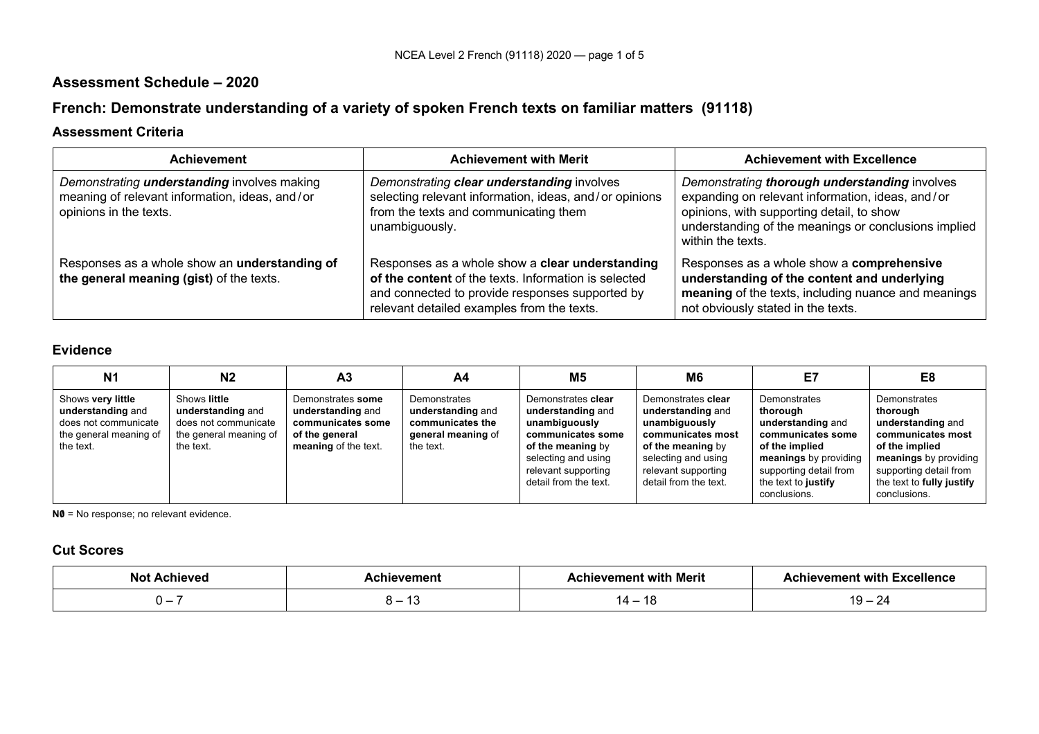## Assessment Schedule – 2020

## French: Demonstrate understanding of a variety of spoken French texts on familiar matters (91118)

### Assessment Criteria

| Achievement | Achievement with Merit | Achievement with Excellence |
|---|---|---|
| *Demonstrating **understanding** involves making meaning of relevant information, ideas, and / or opinions in the texts.* | *Demonstrating **clear understanding** involves selecting relevant information, ideas, and / or opinions from the texts and communicating them unambiguously.* | *Demonstrating **thorough understanding** involves expanding on relevant information, ideas, and / or opinions, with supporting detail, to show understanding of the meanings or conclusions implied within the texts.* |
| Responses as a whole show an **understanding of the general meaning (gist)** of the texts. | Responses as a whole show a **clear understanding of the content** of the texts. Information is selected and connected to provide responses supported by relevant detailed examples from the texts. | Responses as a whole show a **comprehensive understanding of the content and underlying meaning** of the texts, including nuance and meanings not obviously stated in the texts. |

### Evidence

| N1 | N2 | A3 | A4 | M5 | M6 | E7 | E8 |
|---|---|---|---|---|---|---|---|
| Shows **very little understanding** and does not communicate the general meaning of the text. | Shows **little understanding** and does not communicate the general meaning of the text. | Demonstrates **some understanding** and **communicates some of the general meaning** of the text. | Demonstrates **understanding** and **communicates the general meaning** of the text. | Demonstrates **clear understanding** and **unambiguously communicates some of the meaning** by selecting and using relevant supporting detail from the text. | Demonstrates **clear understanding** and **unambiguously communicates most of the meaning** by selecting and using relevant supporting detail from the text. | Demonstrates **thorough understanding** and **communicates some of the implied meanings** by providing supporting detail from the text to **justify** conclusions. | Demonstrates **thorough understanding** and **communicates most of the implied meanings** by providing supporting detail from the text to **fully justify** conclusions. |

**N0** = No response; no relevant evidence.

### Cut Scores

| Not Achieved | Achievement | Achievement with Merit | Achievement with Excellence |
|---|---|---|---|
| 0 – 7 | 8 – 13 | 14 – 18 | 19 – 24 |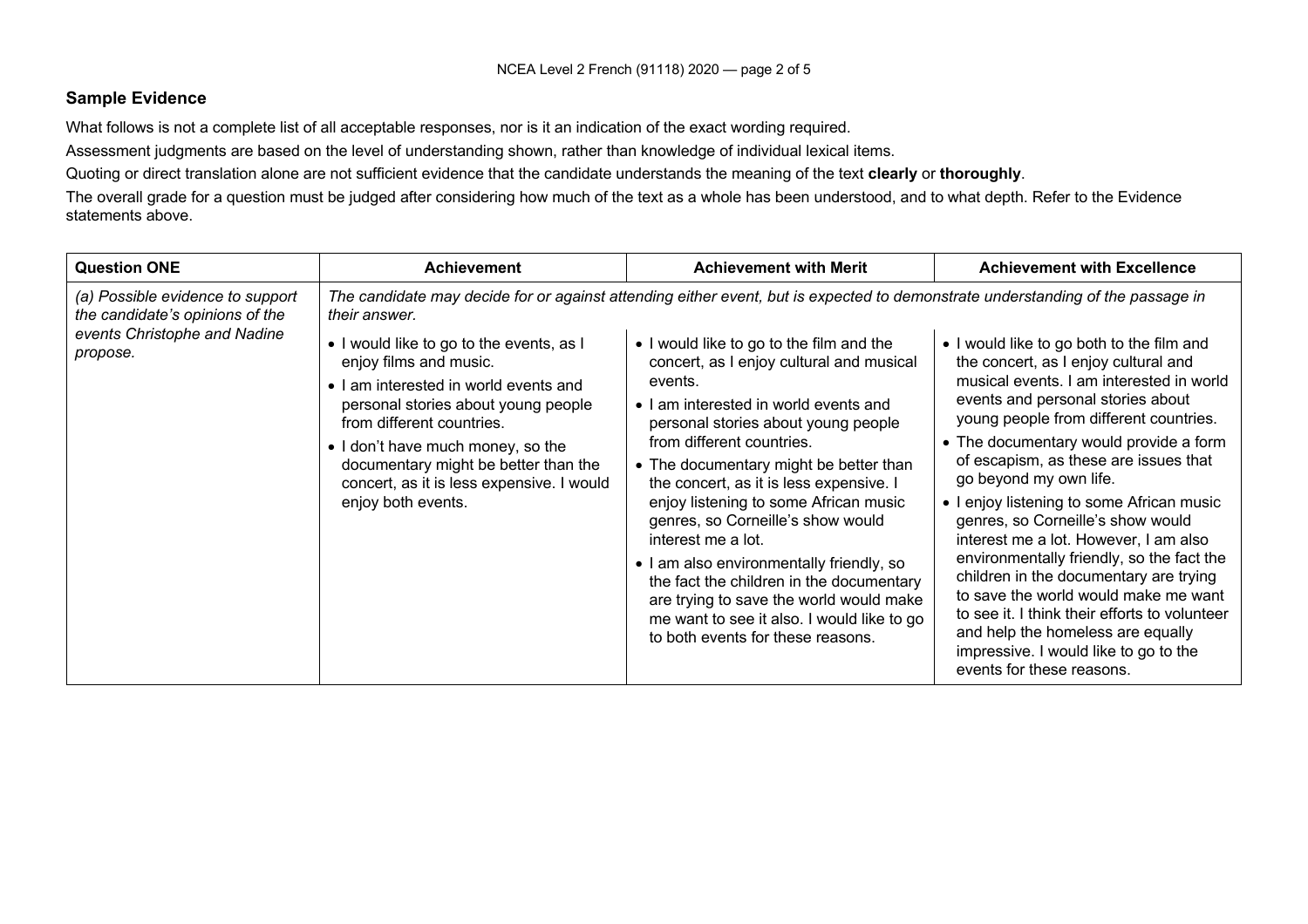## Sample Evidence

What follows is not a complete list of all acceptable responses, nor is it an indication of the exact wording required.

Assessment judgments are based on the level of understanding shown, rather than knowledge of individual lexical items.

Quoting or direct translation alone are not sufficient evidence that the candidate understands the meaning of the text **clearly** or **thoroughly**.

The overall grade for a question must be judged after considering how much of the text as a whole has been understood, and to what depth. Refer to the Evidence statements above.

| Question ONE | Achievement | Achievement with Merit | Achievement with Excellence |
|---|---|---|---|
| *(a) Possible evidence to support the candidate's opinions of the events Christophe and Nadine propose.* | *The candidate may decide for or against attending either event, but is expected to demonstrate understanding of the passage in their answer.* | | |
| | • I would like to go to the events, as I enjoy films and music.<br>• I am interested in world events and personal stories about young people from different countries.<br>• I don't have much money, so the documentary might be better than the concert, as it is less expensive. I would enjoy both events. | • I would like to go to the film and the concert, as I enjoy cultural and musical events.<br>• I am interested in world events and personal stories about young people from different countries.<br>• The documentary might be better than the concert, as it is less expensive. I enjoy listening to some African music genres, so Corneille's show would interest me a lot.<br>• I am also environmentally friendly, so the fact the children in the documentary are trying to save the world would make me want to see it also. I would like to go to both events for these reasons. | • I would like to go both to the film and the concert, as I enjoy cultural and musical events. I am interested in world events and personal stories about young people from different countries.<br>• The documentary would provide a form of escapism, as these are issues that go beyond my own life.<br>• I enjoy listening to some African music genres, so Corneille's show would interest me a lot. However, I am also environmentally friendly, so the fact the children in the documentary are trying to save the world would make me want to see it. I think their efforts to volunteer and help the homeless are equally impressive. I would like to go to the events for these reasons. |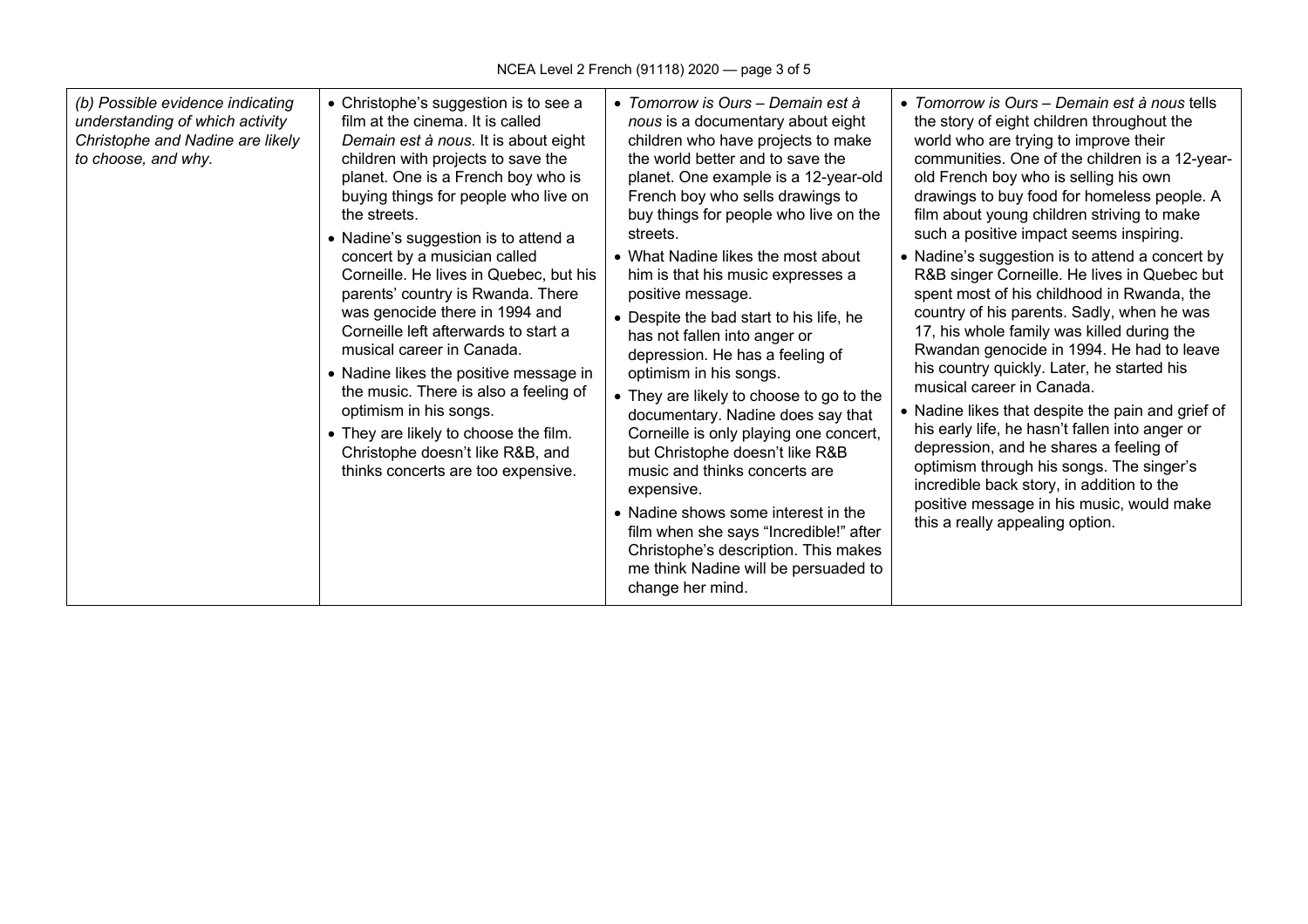| | | | |
|---|---|---|---|
| *(b) Possible evidence indicating understanding of which activity Christophe and Nadine are likely to choose, and why.* | • Christophe's suggestion is to see a film at the cinema. It is called *Demain est à nous*. It is about eight children with projects to save the planet. One is a French boy who is buying things for people who live on the streets.<br>• Nadine's suggestion is to attend a concert by a musician called Corneille. He lives in Quebec, but his parents' country is Rwanda. There was genocide there in 1994 and Corneille left afterwards to start a musical career in Canada.<br>• Nadine likes the positive message in the music. There is also a feeling of optimism in his songs.<br>• They are likely to choose the film. Christophe doesn't like R&B, and thinks concerts are too expensive. | • *Tomorrow is Ours – Demain est à nous* is a documentary about eight children who have projects to make the world better and to save the planet. One example is a 12-year-old French boy who sells drawings to buy things for people who live on the streets.<br>• What Nadine likes the most about him is that his music expresses a positive message.<br>• Despite the bad start to his life, he has not fallen into anger or depression. He has a feeling of optimism in his songs.<br>• They are likely to choose to go to the documentary. Nadine does say that Corneille is only playing one concert, but Christophe doesn't like R&B music and thinks concerts are expensive.<br>• Nadine shows some interest in the film when she says "Incredible!" after Christophe's description. This makes me think Nadine will be persuaded to change her mind. | • *Tomorrow is Ours – Demain est à nous* tells the story of eight children throughout the world who are trying to improve their communities. One of the children is a 12-year-old French boy who is selling his own drawings to buy food for homeless people. A film about young children striving to make such a positive impact seems inspiring.<br>• Nadine's suggestion is to attend a concert by R&B singer Corneille. He lives in Quebec but spent most of his childhood in Rwanda, the country of his parents. Sadly, when he was 17, his whole family was killed during the Rwandan genocide in 1994. He had to leave his country quickly. Later, he started his musical career in Canada.<br>• Nadine likes that despite the pain and grief of his early life, he hasn't fallen into anger or depression, and he shares a feeling of optimism through his songs. The singer's incredible back story, in addition to the positive message in his music, would make this a really appealing option. |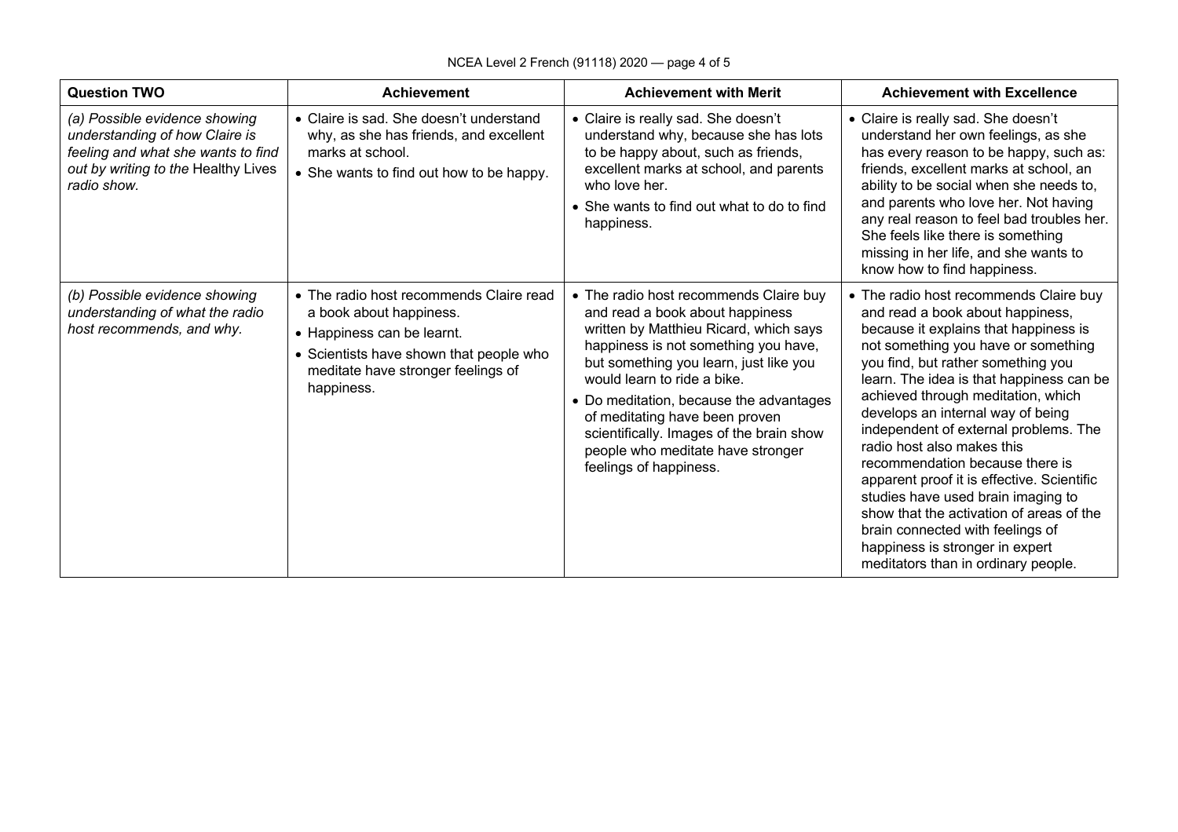| Question TWO | Achievement | Achievement with Merit | Achievement with Excellence |
|---|---|---|---|
| *(a) Possible evidence showing understanding of how Claire is feeling and what she wants to find out by writing to the* Healthy Lives *radio show.* | • Claire is sad. She doesn't understand why, as she has friends, and excellent marks at school.<br>• She wants to find out how to be happy. | • Claire is really sad. She doesn't understand why, because she has lots to be happy about, such as friends, excellent marks at school, and parents who love her.<br>• She wants to find out what to do to find happiness. | • Claire is really sad. She doesn't understand her own feelings, as she has every reason to be happy, such as: friends, excellent marks at school, an ability to be social when she needs to, and parents who love her. Not having any real reason to feel bad troubles her. She feels like there is something missing in her life, and she wants to know how to find happiness. |
| *(b) Possible evidence showing understanding of what the radio host recommends, and why.* | • The radio host recommends Claire read a book about happiness.<br>• Happiness can be learnt.<br>• Scientists have shown that people who meditate have stronger feelings of happiness. | • The radio host recommends Claire buy and read a book about happiness written by Matthieu Ricard, which says happiness is not something you have, but something you learn, just like you would learn to ride a bike.<br>• Do meditation, because the advantages of meditating have been proven scientifically. Images of the brain show people who meditate have stronger feelings of happiness. | • The radio host recommends Claire buy and read a book about happiness, because it explains that happiness is not something you have or something you find, but rather something you learn. The idea is that happiness can be achieved through meditation, which develops an internal way of being independent of external problems. The radio host also makes this recommendation because there is apparent proof it is effective. Scientific studies have used brain imaging to show that the activation of areas of the brain connected with feelings of happiness is stronger in expert meditators than in ordinary people. |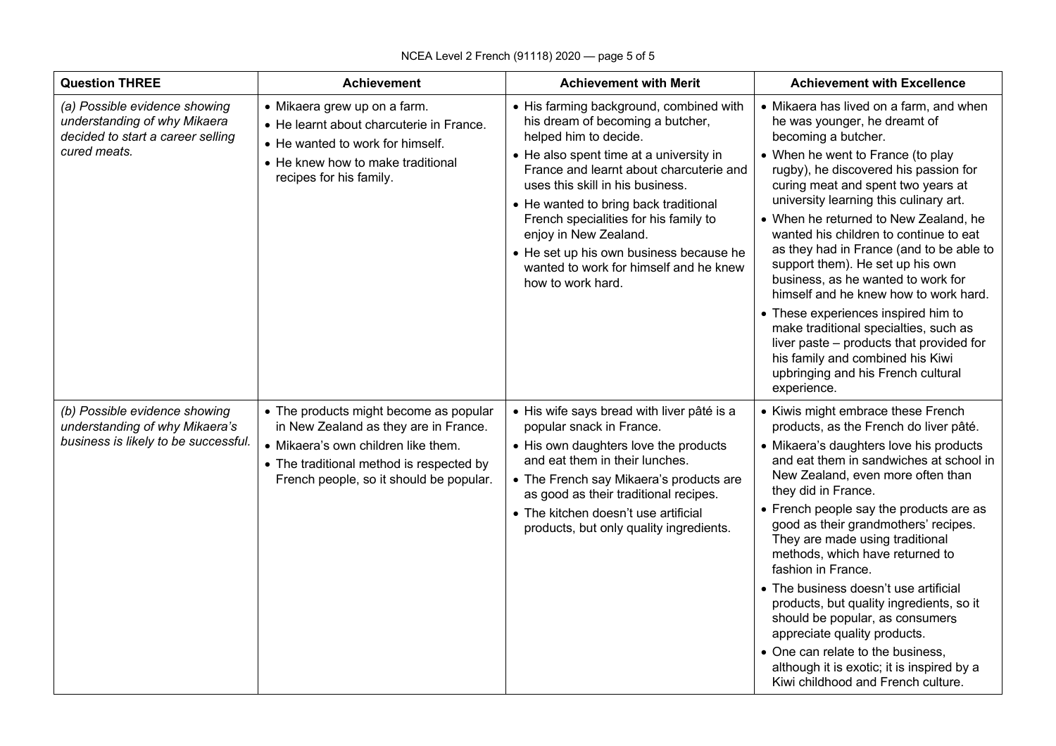| **Question THREE** | **Achievement** | **Achievement with Merit** | **Achievement with Excellence** |
| --- | --- | --- | --- |
| *(a) Possible evidence showing understanding of why Mikaera decided to start a career selling cured meats.* | • Mikaera grew up on a farm.<br>• He learnt about charcuterie in France.<br>• He wanted to work for himself.<br>• He knew how to make traditional recipes for his family. | • His farming background, combined with his dream of becoming a butcher, helped him to decide.<br>• He also spent time at a university in France and learnt about charcuterie and uses this skill in his business.<br>• He wanted to bring back traditional French specialities for his family to enjoy in New Zealand.<br>• He set up his own business because he wanted to work for himself and he knew how to work hard. | • Mikaera has lived on a farm, and when he was younger, he dreamt of becoming a butcher.<br>• When he went to France (to play rugby), he discovered his passion for curing meat and spent two years at university learning this culinary art.<br>• When he returned to New Zealand, he wanted his children to continue to eat as they had in France (and to be able to support them). He set up his own business, as he wanted to work for himself and he knew how to work hard.<br>• These experiences inspired him to make traditional specialties, such as liver paste – products that provided for his family and combined his Kiwi upbringing and his French cultural experience. |
| *(b) Possible evidence showing understanding of why Mikaera's business is likely to be successful.* | • The products might become as popular in New Zealand as they are in France.<br>• Mikaera's own children like them.<br>• The traditional method is respected by French people, so it should be popular. | • His wife says bread with liver pâté is a popular snack in France.<br>• His own daughters love the products and eat them in their lunches.<br>• The French say Mikaera's products are as good as their traditional recipes.<br>• The kitchen doesn't use artificial products, but only quality ingredients. | • Kiwis might embrace these French products, as the French do liver pâté.<br>• Mikaera's daughters love his products and eat them in sandwiches at school in New Zealand, even more often than they did in France.<br>• French people say the products are as good as their grandmothers' recipes. They are made using traditional methods, which have returned to fashion in France.<br>• The business doesn't use artificial products, but quality ingredients, so it should be popular, as consumers appreciate quality products.<br>• One can relate to the business, although it is exotic; it is inspired by a Kiwi childhood and French culture. |